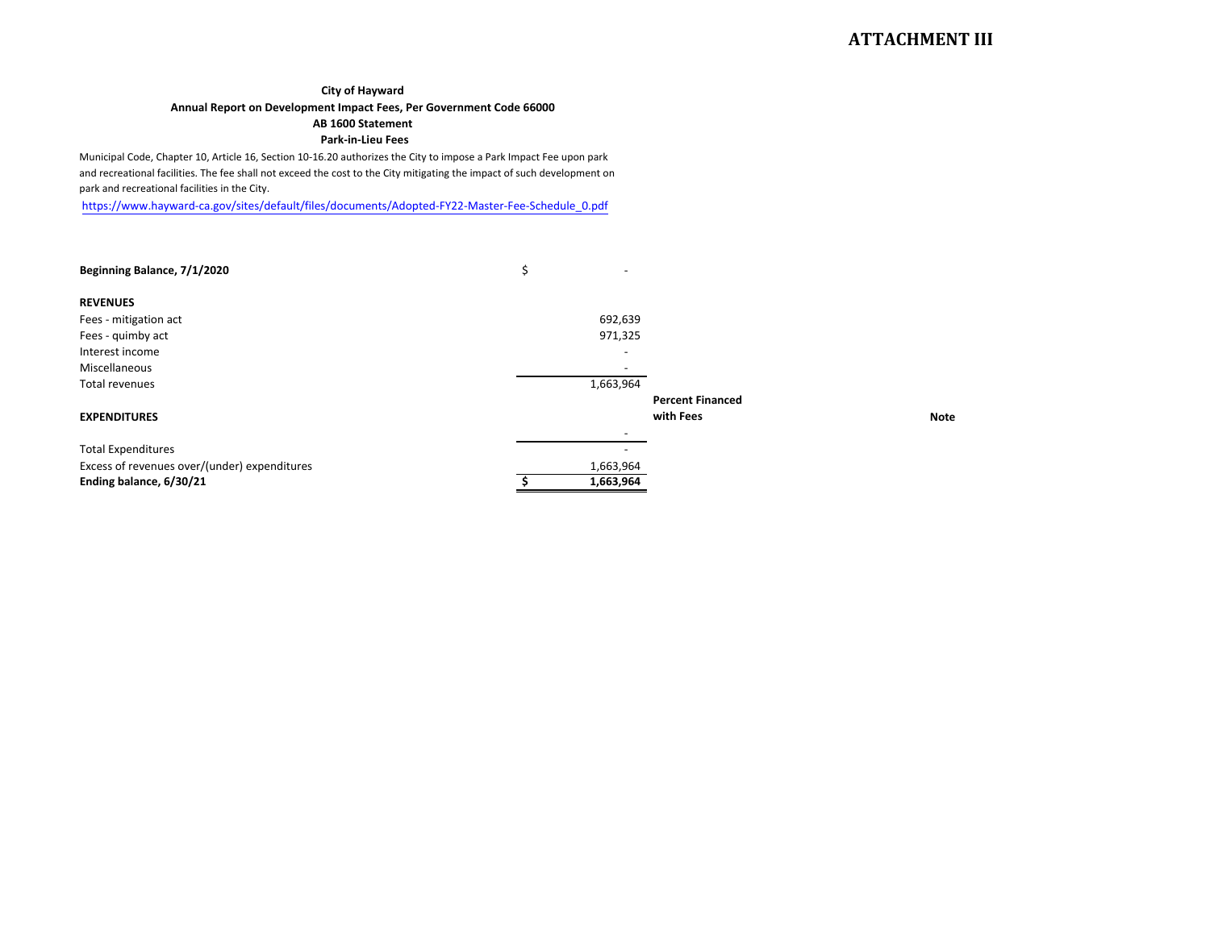# ATTACHMENT III

**City of Hayward**
**Annual Report on Development Impact Fees, Per Government Code 66000**
**AB 1600 Statement**
**Park-in-Lieu Fees**

Municipal Code, Chapter 10, Article 16, Section 10-16.20 authorizes the City to impose a Park Impact Fee upon park and recreational facilities. The fee shall not exceed the cost to the City mitigating the impact of such development on park and recreational facilities in the City.

https://www.hayward-ca.gov/sites/default/files/documents/Adopted-FY22-Master-Fee-Schedule_0.pdf

| | | | |
|---|---|---|---|
| **Beginning Balance, 7/1/2020** | $ - | | |
| **REVENUES** | | | |
| Fees - mitigation act | 692,639 | | |
| Fees - quimby act | 971,325 | | |
| Interest income | - | | |
| Miscellaneous | - | | |
| Total revenues | 1,663,964 | | |
| **EXPENDITURES** | | **Percent Financed with Fees** | **Note** |
| | - | | |
| Total Expenditures | - | | |
| Excess of revenues over/(under) expenditures | 1,663,964 | | |
| **Ending balance, 6/30/21** | **$ 1,663,964** | | |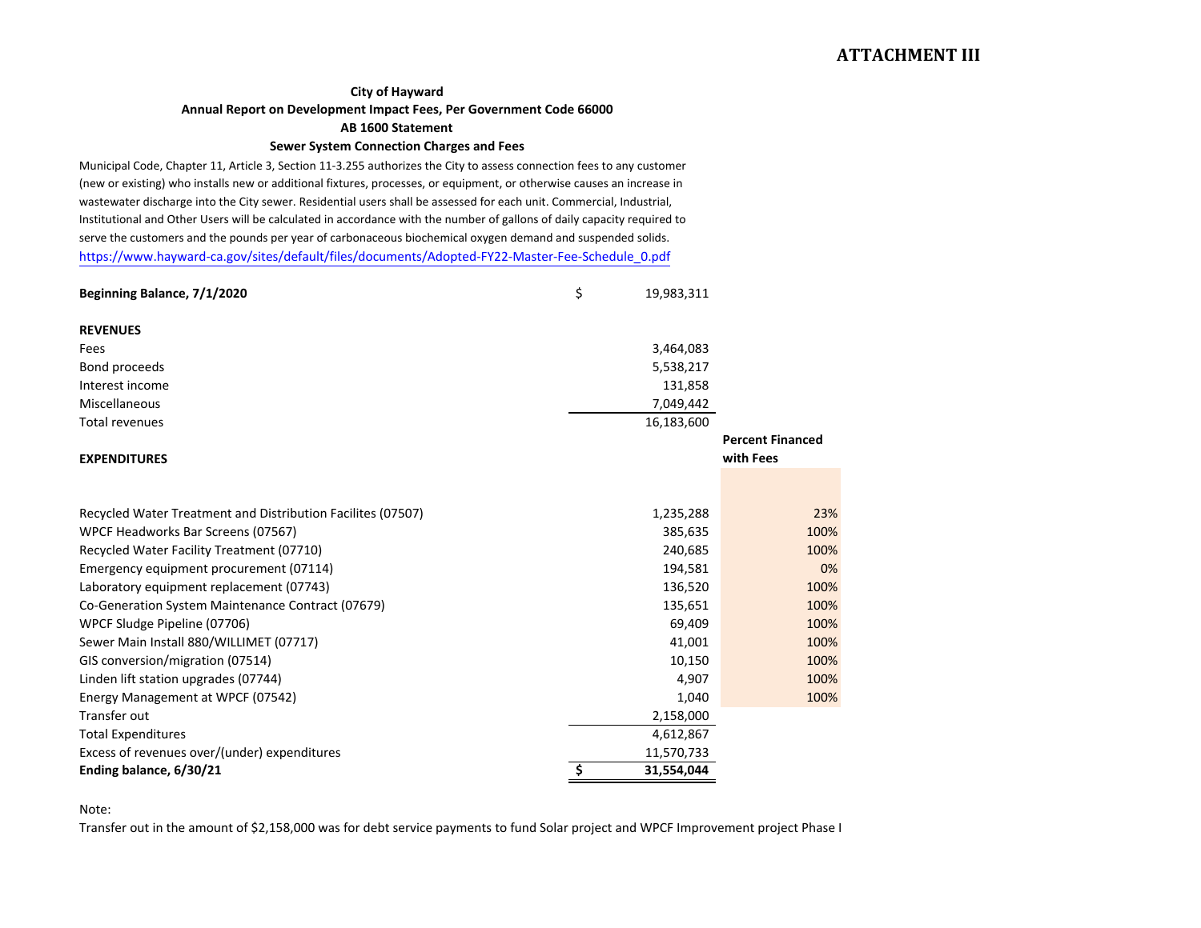**ATTACHMENT III**

**City of Hayward**
**Annual Report on Development Impact Fees, Per Government Code 66000**
**AB 1600 Statement**
**Sewer System Connection Charges and Fees**

Municipal Code, Chapter 11, Article 3, Section 11-3.255 authorizes the City to assess connection fees to any customer (new or existing) who installs new or additional fixtures, processes, or equipment, or otherwise causes an increase in wastewater discharge into the City sewer. Residential users shall be assessed for each unit. Commercial, Industrial, Institutional and Other Users will be calculated in accordance with the number of gallons of daily capacity required to serve the customers and the pounds per year of carbonaceous biochemical oxygen demand and suspended solids.
https://www.hayward-ca.gov/sites/default/files/documents/Adopted-FY22-Master-Fee-Schedule_0.pdf

| | | Amount | Percent Financed with Fees |
|---|---|---|---|
| **Beginning Balance, 7/1/2020** | $ | 19,983,311 | |
| **REVENUES** | | | |
| Fees | | 3,464,083 | |
| Bond proceeds | | 5,538,217 | |
| Interest income | | 131,858 | |
| Miscellaneous | | 7,049,442 | |
| Total revenues | | 16,183,600 | |
| **EXPENDITURES** | | | |
| Recycled Water Treatment and Distribution Facilites (07507) | | 1,235,288 | 23% |
| WPCF Headworks Bar Screens (07567) | | 385,635 | 100% |
| Recycled Water Facility Treatment (07710) | | 240,685 | 100% |
| Emergency equipment procurement (07114) | | 194,581 | 0% |
| Laboratory equipment replacement (07743) | | 136,520 | 100% |
| Co-Generation System Maintenance Contract (07679) | | 135,651 | 100% |
| WPCF Sludge Pipeline (07706) | | 69,409 | 100% |
| Sewer Main Install 880/WILLIMET (07717) | | 41,001 | 100% |
| GIS conversion/migration (07514) | | 10,150 | 100% |
| Linden lift station upgrades (07744) | | 4,907 | 100% |
| Energy Management at WPCF (07542) | | 1,040 | 100% |
| Transfer out | | 2,158,000 | |
| Total Expenditures | | 4,612,867 | |
| Excess of revenues over/(under) expenditures | | 11,570,733 | |
| **Ending balance, 6/30/21** | **$** | **31,554,044** | |

Note:
Transfer out in the amount of $2,158,000 was for debt service payments to fund Solar project and WPCF Improvement project Phase I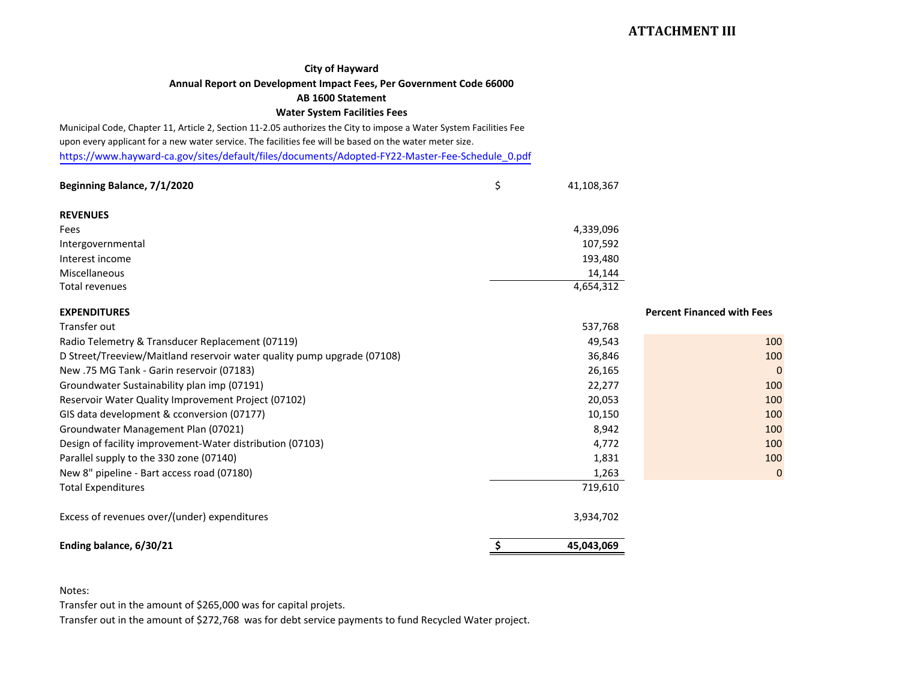**ATTACHMENT III**

**City of Hayward**
**Annual Report on Development Impact Fees, Per Government Code 66000**
**AB 1600 Statement**
**Water System Facilities Fees**

Municipal Code, Chapter 11, Article 2, Section 11-2.05 authorizes the City to impose a Water System Facilities Fee upon every applicant for a new water service. The facilities fee will be based on the water meter size.
https://www.hayward-ca.gov/sites/default/files/documents/Adopted-FY22-Master-Fee-Schedule_0.pdf

| | | | |
|---|---|---|---|
| **Beginning Balance, 7/1/2020** | $ | 41,108,367 | |
| | | | |
| **REVENUES** | | | |
| Fees | | 4,339,096 | |
| Intergovernmental | | 107,592 | |
| Interest income | | 193,480 | |
| Miscellaneous | | 14,144 | |
| Total revenues | | 4,654,312 | |
| | | | |
| **EXPENDITURES** | | | **Percent Financed with Fees** |
| Transfer out | | 537,768 | |
| Radio Telemetry & Transducer Replacement (07119) | | 49,543 | 100 |
| D Street/Treeview/Maitland reservoir water quality pump upgrade (07108) | | 36,846 | 100 |
| New .75 MG Tank - Garin reservoir (07183) | | 26,165 | 0 |
| Groundwater Sustainability plan imp (07191) | | 22,277 | 100 |
| Reservoir Water Quality Improvement Project (07102) | | 20,053 | 100 |
| GIS data development & cconversion (07177) | | 10,150 | 100 |
| Groundwater Management Plan (07021) | | 8,942 | 100 |
| Design of facility improvement-Water distribution (07103) | | 4,772 | 100 |
| Parallel supply to the 330 zone (07140) | | 1,831 | 100 |
| New 8" pipeline - Bart access road (07180) | | 1,263 | 0 |
| Total Expenditures | | 719,610 | |
| | | | |
| Excess of revenues over/(under) expenditures | | 3,934,702 | |
| | | | |
| **Ending balance, 6/30/21** | **$** | **45,043,069** | |

Notes:
Transfer out in the amount of $265,000 was for capital projets.
Transfer out in the amount of $272,768 was for debt service payments to fund Recycled Water project.